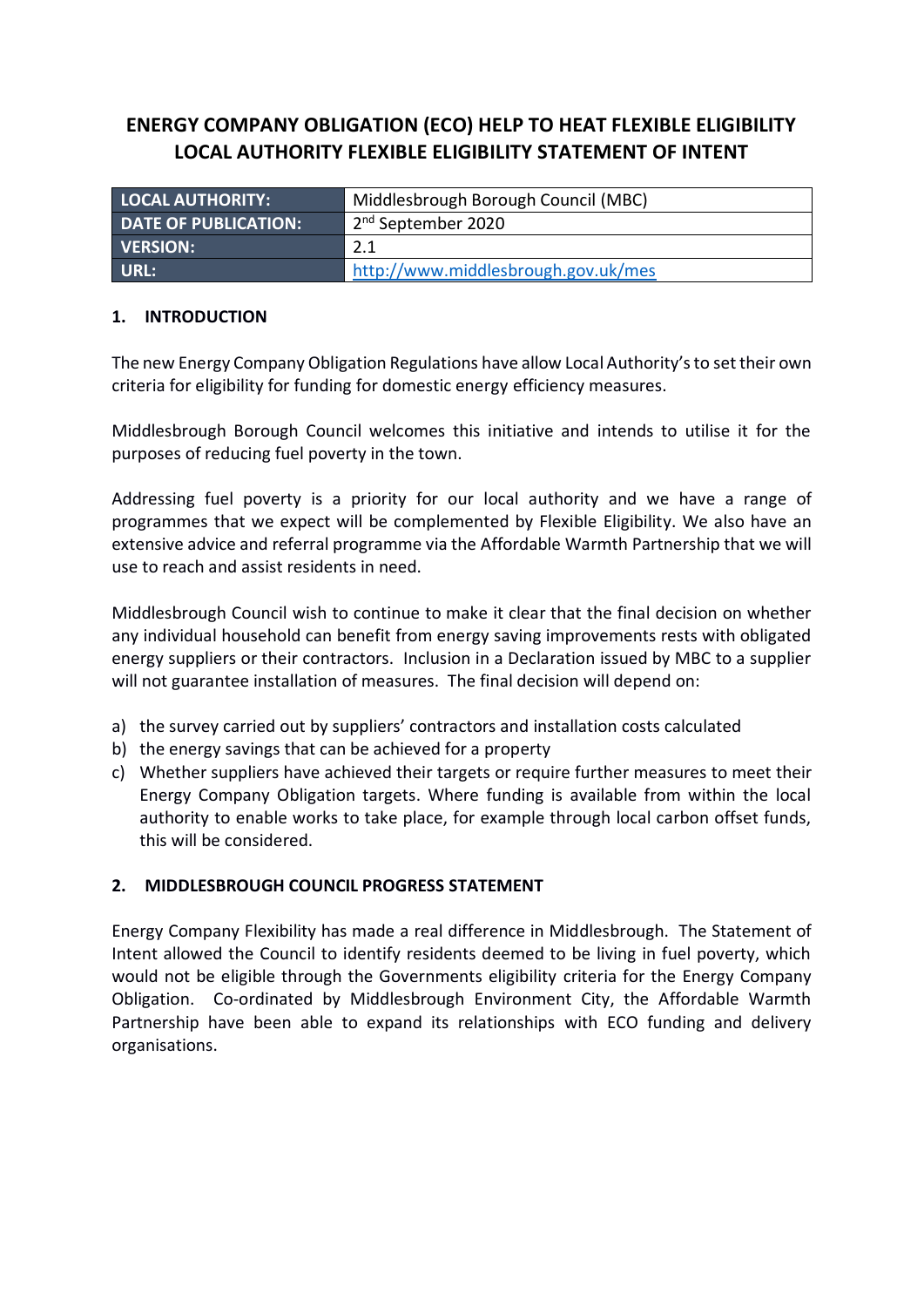# ENERGY COMPANY OBLIGATION (ECO) HELP TO HEAT FLEXIBLE ELIGIBILITY LOCAL AUTHORITY FLEXIBLE ELIGIBILITY STATEMENT OF INTENT

| LOCAL AUTHORITY: | Middlesbrough Borough Council (MBC) |
|---|---|
| DATE OF PUBLICATION: | 2nd September 2020 |
| VERSION: | 2.1 |
| URL: | http://www.middlesbrough.gov.uk/mes |

## 1. INTRODUCTION

The new Energy Company Obligation Regulations have allow Local Authority's to set their own criteria for eligibility for funding for domestic energy efficiency measures.

Middlesbrough Borough Council welcomes this initiative and intends to utilise it for the purposes of reducing fuel poverty in the town.

Addressing fuel poverty is a priority for our local authority and we have a range of programmes that we expect will be complemented by Flexible Eligibility. We also have an extensive advice and referral programme via the Affordable Warmth Partnership that we will use to reach and assist residents in need.

Middlesbrough Council wish to continue to make it clear that the final decision on whether any individual household can benefit from energy saving improvements rests with obligated energy suppliers or their contractors. Inclusion in a Declaration issued by MBC to a supplier will not guarantee installation of measures. The final decision will depend on:

a) the survey carried out by suppliers' contractors and installation costs calculated
b) the energy savings that can be achieved for a property
c) Whether suppliers have achieved their targets or require further measures to meet their Energy Company Obligation targets. Where funding is available from within the local authority to enable works to take place, for example through local carbon offset funds, this will be considered.

## 2. MIDDLESBROUGH COUNCIL PROGRESS STATEMENT

Energy Company Flexibility has made a real difference in Middlesbrough. The Statement of Intent allowed the Council to identify residents deemed to be living in fuel poverty, which would not be eligible through the Governments eligibility criteria for the Energy Company Obligation. Co-ordinated by Middlesbrough Environment City, the Affordable Warmth Partnership have been able to expand its relationships with ECO funding and delivery organisations.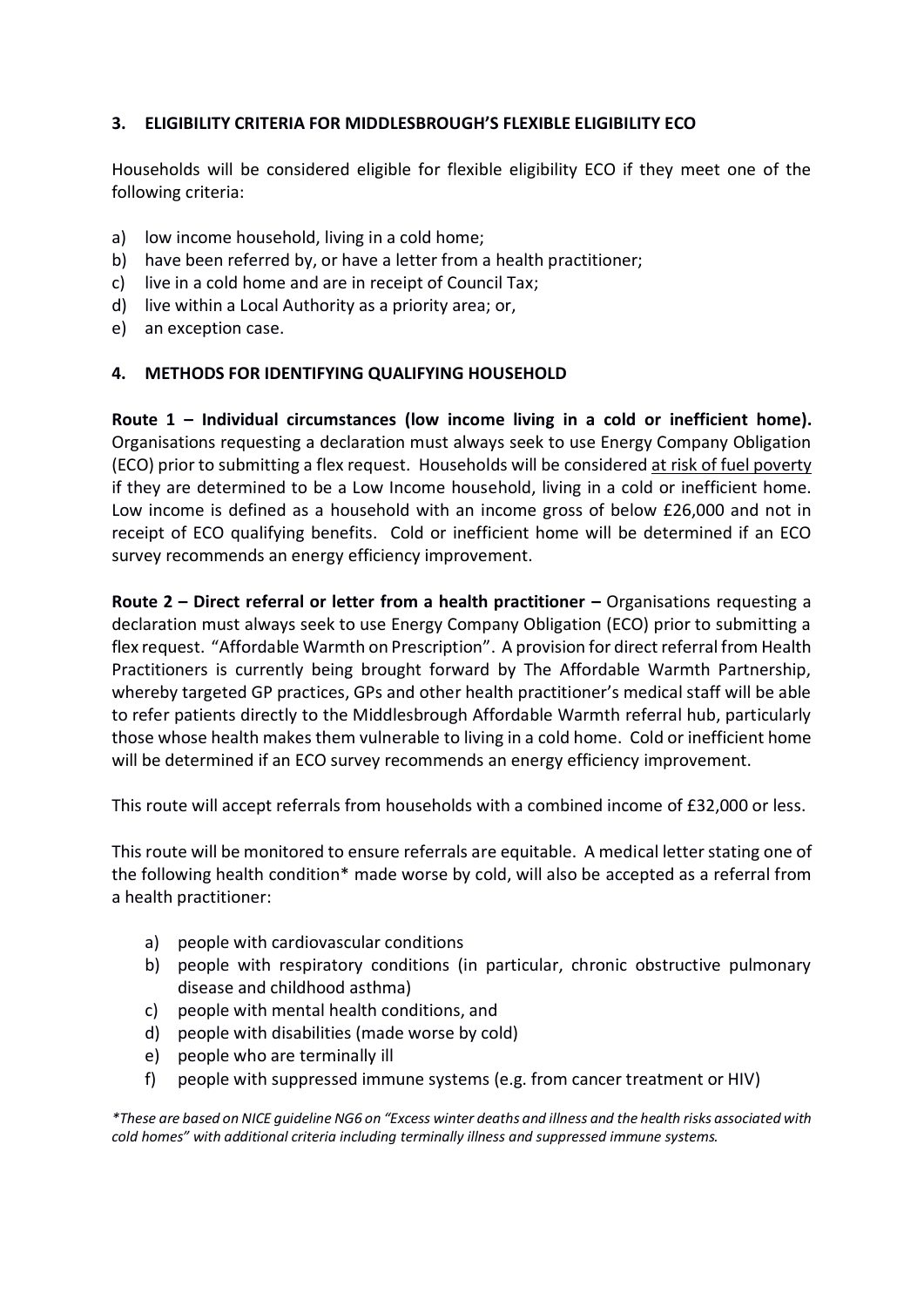## 3. ELIGIBILITY CRITERIA FOR MIDDLESBROUGH'S FLEXIBLE ELIGIBILITY ECO

Households will be considered eligible for flexible eligibility ECO if they meet one of the following criteria:

a) low income household, living in a cold home;
b) have been referred by, or have a letter from a health practitioner;
c) live in a cold home and are in receipt of Council Tax;
d) live within a Local Authority as a priority area; or,
e) an exception case.

## 4. METHODS FOR IDENTIFYING QUALIFYING HOUSEHOLD

**Route 1 – Individual circumstances (low income living in a cold or inefficient home).** Organisations requesting a declaration must always seek to use Energy Company Obligation (ECO) prior to submitting a flex request. Households will be considered <u>at risk of fuel poverty</u> if they are determined to be a Low Income household, living in a cold or inefficient home. Low income is defined as a household with an income gross of below £26,000 and not in receipt of ECO qualifying benefits. Cold or inefficient home will be determined if an ECO survey recommends an energy efficiency improvement.

**Route 2 – Direct referral or letter from a health practitioner –** Organisations requesting a declaration must always seek to use Energy Company Obligation (ECO) prior to submitting a flex request. "Affordable Warmth on Prescription". A provision for direct referral from Health Practitioners is currently being brought forward by The Affordable Warmth Partnership, whereby targeted GP practices, GPs and other health practitioner's medical staff will be able to refer patients directly to the Middlesbrough Affordable Warmth referral hub, particularly those whose health makes them vulnerable to living in a cold home. Cold or inefficient home will be determined if an ECO survey recommends an energy efficiency improvement.

This route will accept referrals from households with a combined income of £32,000 or less.

This route will be monitored to ensure referrals are equitable. A medical letter stating one of the following health condition* made worse by cold, will also be accepted as a referral from a health practitioner:

a) people with cardiovascular conditions
b) people with respiratory conditions (in particular, chronic obstructive pulmonary disease and childhood asthma)
c) people with mental health conditions, and
d) people with disabilities (made worse by cold)
e) people who are terminally ill
f) people with suppressed immune systems (e.g. from cancer treatment or HIV)

*\*These are based on NICE guideline NG6 on "Excess winter deaths and illness and the health risks associated with cold homes" with additional criteria including terminally illness and suppressed immune systems.*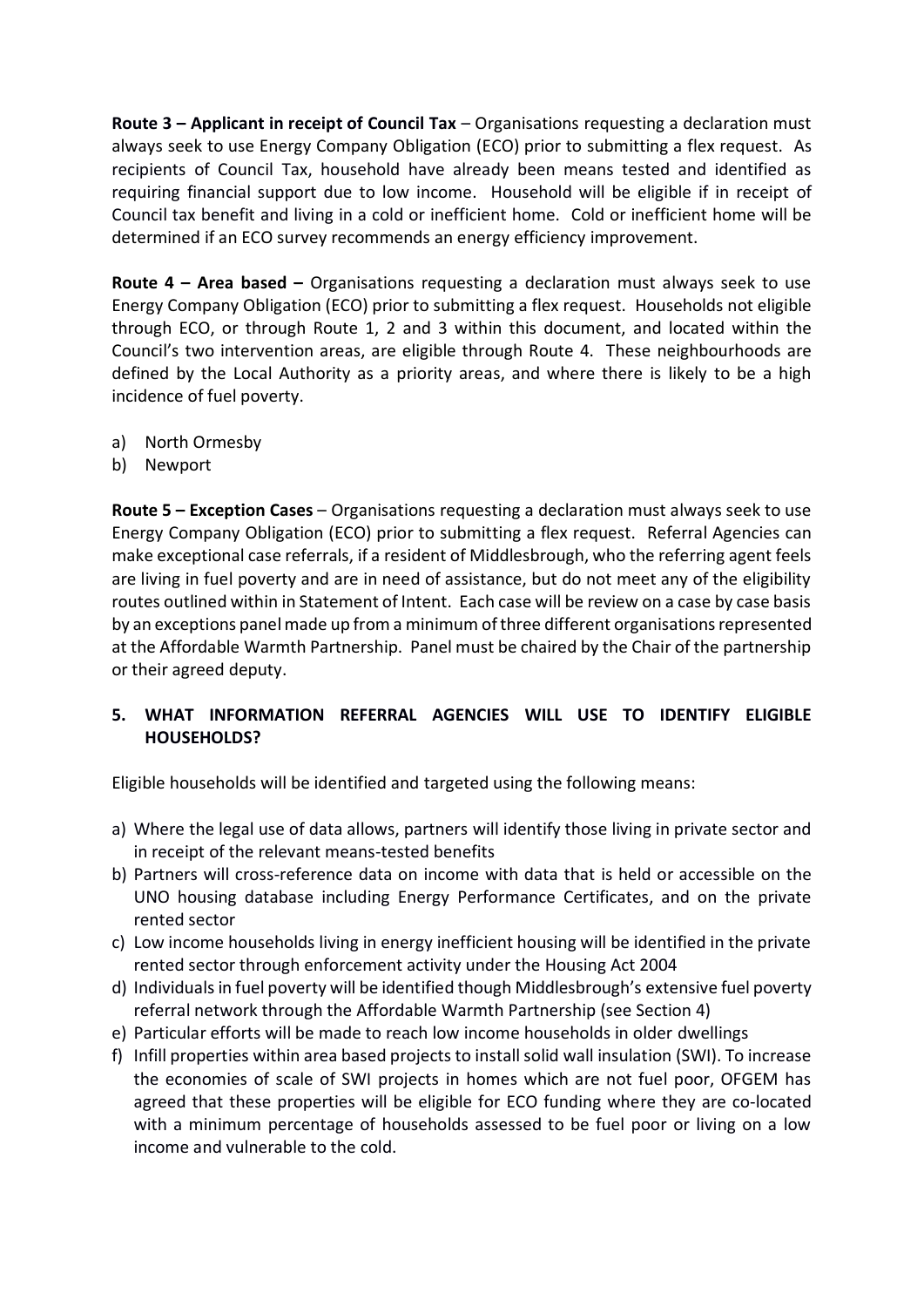**Route 3 – Applicant in receipt of Council Tax** – Organisations requesting a declaration must always seek to use Energy Company Obligation (ECO) prior to submitting a flex request. As recipients of Council Tax, household have already been means tested and identified as requiring financial support due to low income. Household will be eligible if in receipt of Council tax benefit and living in a cold or inefficient home. Cold or inefficient home will be determined if an ECO survey recommends an energy efficiency improvement.

**Route 4 – Area based –** Organisations requesting a declaration must always seek to use Energy Company Obligation (ECO) prior to submitting a flex request. Households not eligible through ECO, or through Route 1, 2 and 3 within this document, and located within the Council's two intervention areas, are eligible through Route 4. These neighbourhoods are defined by the Local Authority as a priority areas, and where there is likely to be a high incidence of fuel poverty.

a) North Ormesby
b) Newport

**Route 5 – Exception Cases** – Organisations requesting a declaration must always seek to use Energy Company Obligation (ECO) prior to submitting a flex request. Referral Agencies can make exceptional case referrals, if a resident of Middlesbrough, who the referring agent feels are living in fuel poverty and are in need of assistance, but do not meet any of the eligibility routes outlined within in Statement of Intent. Each case will be review on a case by case basis by an exceptions panel made up from a minimum of three different organisations represented at the Affordable Warmth Partnership. Panel must be chaired by the Chair of the partnership or their agreed deputy.

## 5. WHAT INFORMATION REFERRAL AGENCIES WILL USE TO IDENTIFY ELIGIBLE HOUSEHOLDS?

Eligible households will be identified and targeted using the following means:

a) Where the legal use of data allows, partners will identify those living in private sector and in receipt of the relevant means-tested benefits
b) Partners will cross-reference data on income with data that is held or accessible on the UNO housing database including Energy Performance Certificates, and on the private rented sector
c) Low income households living in energy inefficient housing will be identified in the private rented sector through enforcement activity under the Housing Act 2004
d) Individuals in fuel poverty will be identified though Middlesbrough's extensive fuel poverty referral network through the Affordable Warmth Partnership (see Section 4)
e) Particular efforts will be made to reach low income households in older dwellings
f) Infill properties within area based projects to install solid wall insulation (SWI). To increase the economies of scale of SWI projects in homes which are not fuel poor, OFGEM has agreed that these properties will be eligible for ECO funding where they are co-located with a minimum percentage of households assessed to be fuel poor or living on a low income and vulnerable to the cold.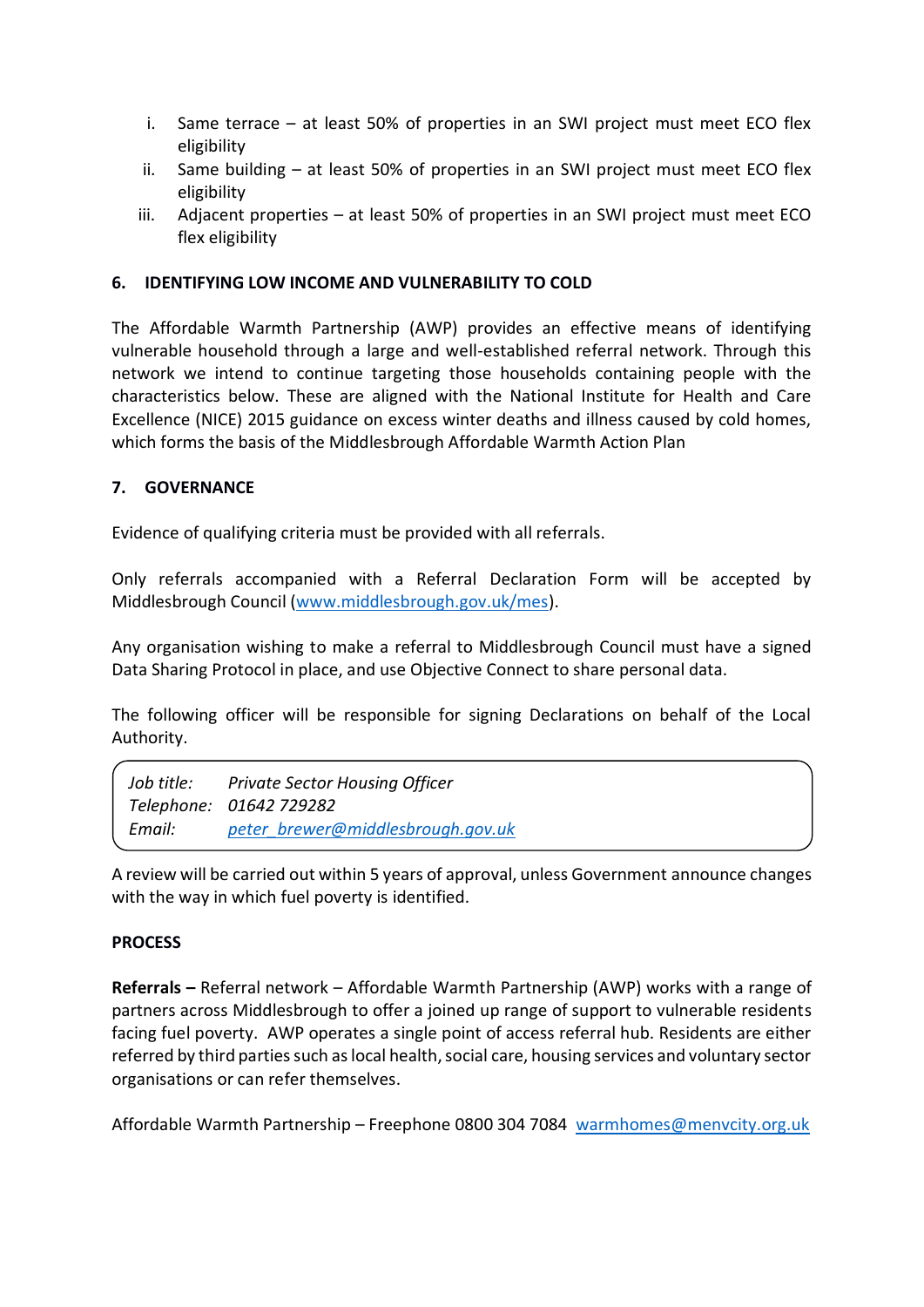i. Same terrace – at least 50% of properties in an SWI project must meet ECO flex eligibility
ii. Same building – at least 50% of properties in an SWI project must meet ECO flex eligibility
iii. Adjacent properties – at least 50% of properties in an SWI project must meet ECO flex eligibility

## 6. IDENTIFYING LOW INCOME AND VULNERABILITY TO COLD

The Affordable Warmth Partnership (AWP) provides an effective means of identifying vulnerable household through a large and well-established referral network. Through this network we intend to continue targeting those households containing people with the characteristics below. These are aligned with the National Institute for Health and Care Excellence (NICE) 2015 guidance on excess winter deaths and illness caused by cold homes, which forms the basis of the Middlesbrough Affordable Warmth Action Plan

## 7. GOVERNANCE

Evidence of qualifying criteria must be provided with all referrals.

Only referrals accompanied with a Referral Declaration Form will be accepted by Middlesbrough Council ([www.middlesbrough.gov.uk/mes](http://www.middlesbrough.gov.uk/mes)).

Any organisation wishing to make a referral to Middlesbrough Council must have a signed Data Sharing Protocol in place, and use Objective Connect to share personal data.

The following officer will be responsible for signing Declarations on behalf of the Local Authority.

| | |
|---|---|
| *Job title:* | *Private Sector Housing Officer* |
| *Telephone:* | *01642 729282* |
| *Email:* | *[peter_brewer@middlesbrough.gov.uk](mailto:peter_brewer@middlesbrough.gov.uk)* |

A review will be carried out within 5 years of approval, unless Government announce changes with the way in which fuel poverty is identified.

## PROCESS

**Referrals –** Referral network – Affordable Warmth Partnership (AWP) works with a range of partners across Middlesbrough to offer a joined up range of support to vulnerable residents facing fuel poverty. AWP operates a single point of access referral hub. Residents are either referred by third parties such as local health, social care, housing services and voluntary sector organisations or can refer themselves.

Affordable Warmth Partnership – Freephone 0800 304 7084 [warmhomes@menvcity.org.uk](mailto:warmhomes@menvcity.org.uk)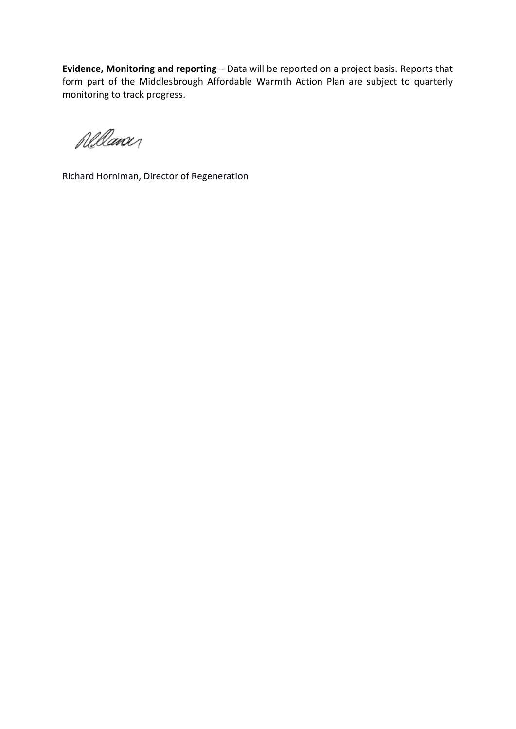**Evidence, Monitoring and reporting –** Data will be reported on a project basis. Reports that form part of the Middlesbrough Affordable Warmth Action Plan are subject to quarterly monitoring to track progress.

Richard Horniman, Director of Regeneration